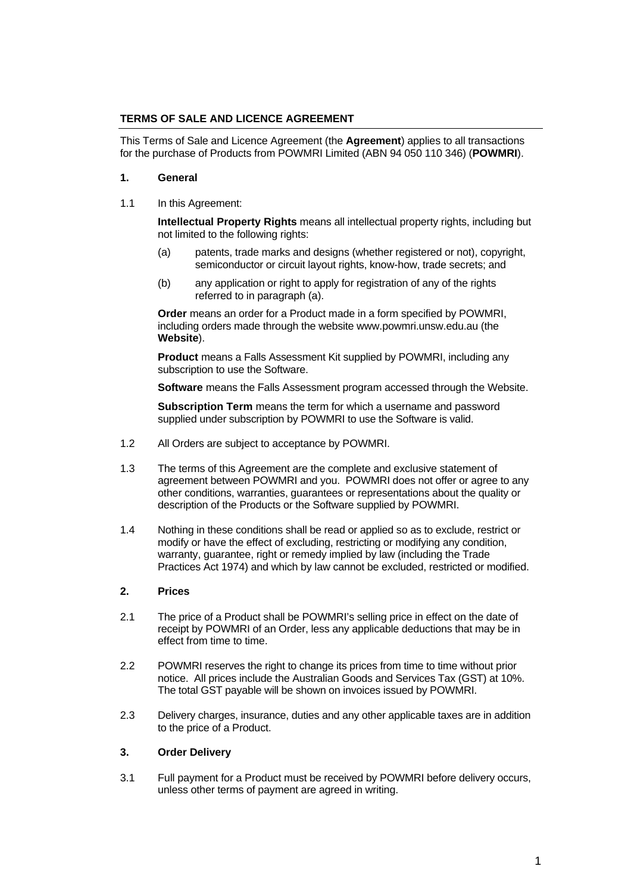# TERMS OF SALE AND LICENCE AGREEMENT

This Terms of Sale and Licence Agreement (the **Agreement**) applies to all transactions for the purchase of Products from POWMRI Limited (ABN 94 050 110 346) (**POWMRI**).

## 1. General

1.1 In this Agreement:

**Intellectual Property Rights** means all intellectual property rights, including but not limited to the following rights:

(a) patents, trade marks and designs (whether registered or not), copyright, semiconductor or circuit layout rights, know-how, trade secrets; and

(b) any application or right to apply for registration of any of the rights referred to in paragraph (a).

**Order** means an order for a Product made in a form specified by POWMRI, including orders made through the website www.powmri.unsw.edu.au (the **Website**).

**Product** means a Falls Assessment Kit supplied by POWMRI, including any subscription to use the Software.

**Software** means the Falls Assessment program accessed through the Website.

**Subscription Term** means the term for which a username and password supplied under subscription by POWMRI to use the Software is valid.

1.2 All Orders are subject to acceptance by POWMRI.

1.3 The terms of this Agreement are the complete and exclusive statement of agreement between POWMRI and you. POWMRI does not offer or agree to any other conditions, warranties, guarantees or representations about the quality or description of the Products or the Software supplied by POWMRI.

1.4 Nothing in these conditions shall be read or applied so as to exclude, restrict or modify or have the effect of excluding, restricting or modifying any condition, warranty, guarantee, right or remedy implied by law (including the Trade Practices Act 1974) and which by law cannot be excluded, restricted or modified.

## 2. Prices

2.1 The price of a Product shall be POWMRI's selling price in effect on the date of receipt by POWMRI of an Order, less any applicable deductions that may be in effect from time to time.

2.2 POWMRI reserves the right to change its prices from time to time without prior notice. All prices include the Australian Goods and Services Tax (GST) at 10%. The total GST payable will be shown on invoices issued by POWMRI.

2.3 Delivery charges, insurance, duties and any other applicable taxes are in addition to the price of a Product.

## 3. Order Delivery

3.1 Full payment for a Product must be received by POWMRI before delivery occurs, unless other terms of payment are agreed in writing.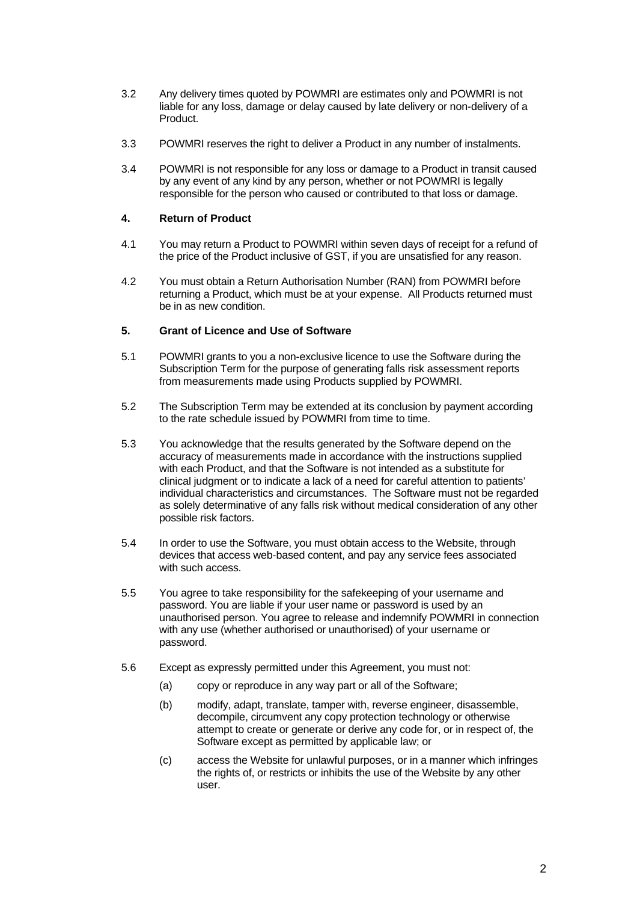3.2 Any delivery times quoted by POWMRI are estimates only and POWMRI is not liable for any loss, damage or delay caused by late delivery or non-delivery of a Product.

3.3 POWMRI reserves the right to deliver a Product in any number of instalments.

3.4 POWMRI is not responsible for any loss or damage to a Product in transit caused by any event of any kind by any person, whether or not POWMRI is legally responsible for the person who caused or contributed to that loss or damage.

**4. Return of Product**

4.1 You may return a Product to POWMRI within seven days of receipt for a refund of the price of the Product inclusive of GST, if you are unsatisfied for any reason.

4.2 You must obtain a Return Authorisation Number (RAN) from POWMRI before returning a Product, which must be at your expense. All Products returned must be in as new condition.

**5. Grant of Licence and Use of Software**

5.1 POWMRI grants to you a non-exclusive licence to use the Software during the Subscription Term for the purpose of generating falls risk assessment reports from measurements made using Products supplied by POWMRI.

5.2 The Subscription Term may be extended at its conclusion by payment according to the rate schedule issued by POWMRI from time to time.

5.3 You acknowledge that the results generated by the Software depend on the accuracy of measurements made in accordance with the instructions supplied with each Product, and that the Software is not intended as a substitute for clinical judgment or to indicate a lack of a need for careful attention to patients' individual characteristics and circumstances. The Software must not be regarded as solely determinative of any falls risk without medical consideration of any other possible risk factors.

5.4 In order to use the Software, you must obtain access to the Website, through devices that access web-based content, and pay any service fees associated with such access.

5.5 You agree to take responsibility for the safekeeping of your username and password. You are liable if your user name or password is used by an unauthorised person. You agree to release and indemnify POWMRI in connection with any use (whether authorised or unauthorised) of your username or password.

5.6 Except as expressly permitted under this Agreement, you must not:

(a) copy or reproduce in any way part or all of the Software;

(b) modify, adapt, translate, tamper with, reverse engineer, disassemble, decompile, circumvent any copy protection technology or otherwise attempt to create or generate or derive any code for, or in respect of, the Software except as permitted by applicable law; or

(c) access the Website for unlawful purposes, or in a manner which infringes the rights of, or restricts or inhibits the use of the Website by any other user.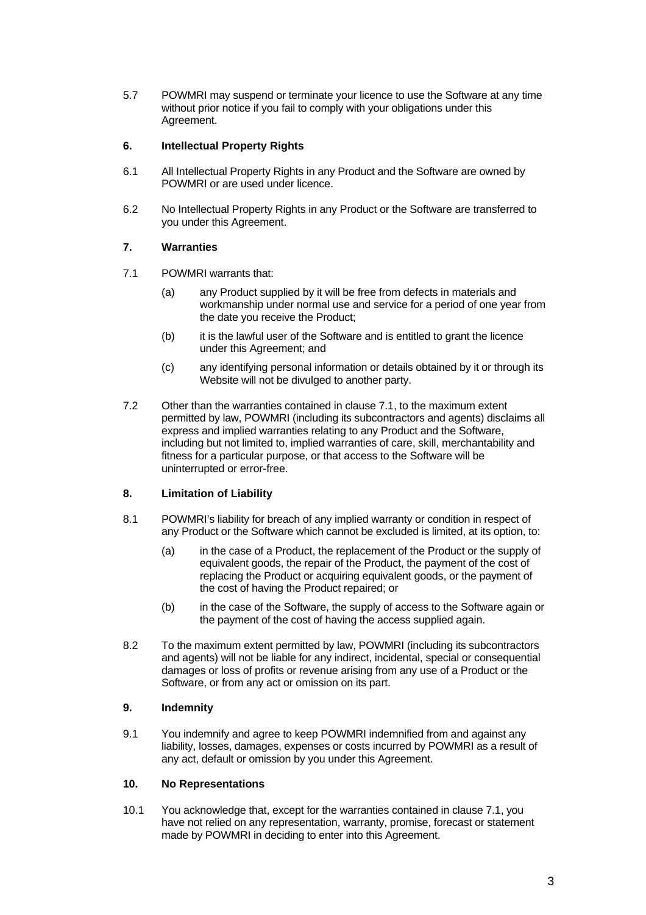5.7 POWMRI may suspend or terminate your licence to use the Software at any time without prior notice if you fail to comply with your obligations under this Agreement.

## 6. Intellectual Property Rights

6.1 All Intellectual Property Rights in any Product and the Software are owned by POWMRI or are used under licence.

6.2 No Intellectual Property Rights in any Product or the Software are transferred to you under this Agreement.

## 7. Warranties

7.1 POWMRI warrants that:

(a) any Product supplied by it will be free from defects in materials and workmanship under normal use and service for a period of one year from the date you receive the Product;

(b) it is the lawful user of the Software and is entitled to grant the licence under this Agreement; and

(c) any identifying personal information or details obtained by it or through its Website will not be divulged to another party.

7.2 Other than the warranties contained in clause 7.1, to the maximum extent permitted by law, POWMRI (including its subcontractors and agents) disclaims all express and implied warranties relating to any Product and the Software, including but not limited to, implied warranties of care, skill, merchantability and fitness for a particular purpose, or that access to the Software will be uninterrupted or error-free.

## 8. Limitation of Liability

8.1 POWMRI's liability for breach of any implied warranty or condition in respect of any Product or the Software which cannot be excluded is limited, at its option, to:

(a) in the case of a Product, the replacement of the Product or the supply of equivalent goods, the repair of the Product, the payment of the cost of replacing the Product or acquiring equivalent goods, or the payment of the cost of having the Product repaired; or

(b) in the case of the Software, the supply of access to the Software again or the payment of the cost of having the access supplied again.

8.2 To the maximum extent permitted by law, POWMRI (including its subcontractors and agents) will not be liable for any indirect, incidental, special or consequential damages or loss of profits or revenue arising from any use of a Product or the Software, or from any act or omission on its part.

## 9. Indemnity

9.1 You indemnify and agree to keep POWMRI indemnified from and against any liability, losses, damages, expenses or costs incurred by POWMRI as a result of any act, default or omission by you under this Agreement.

## 10. No Representations

10.1 You acknowledge that, except for the warranties contained in clause 7.1, you have not relied on any representation, warranty, promise, forecast or statement made by POWMRI in deciding to enter into this Agreement.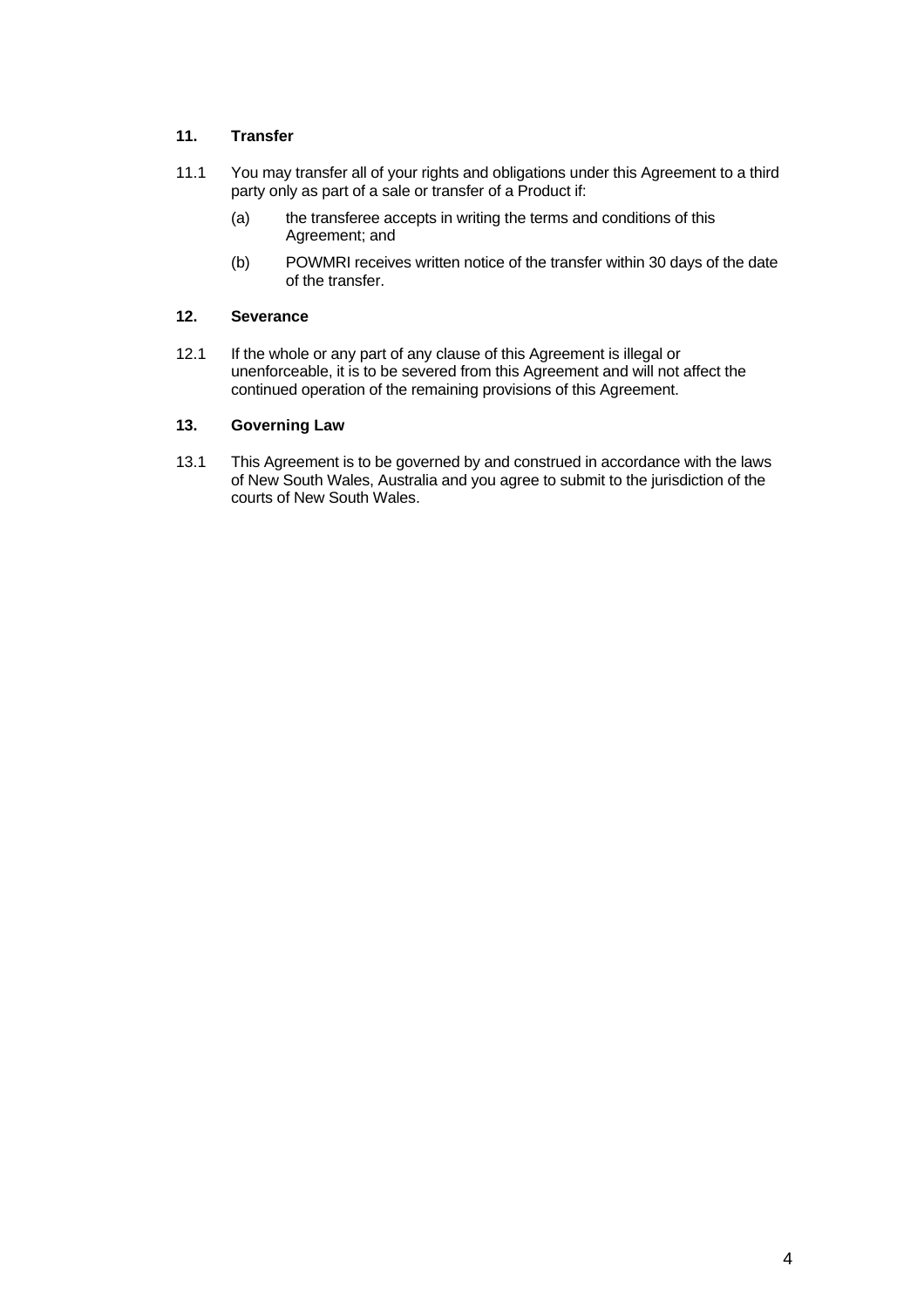## 11. Transfer

11.1 You may transfer all of your rights and obligations under this Agreement to a third party only as part of a sale or transfer of a Product if:

(a) the transferee accepts in writing the terms and conditions of this Agreement; and

(b) POWMRI receives written notice of the transfer within 30 days of the date of the transfer.

## 12. Severance

12.1 If the whole or any part of any clause of this Agreement is illegal or unenforceable, it is to be severed from this Agreement and will not affect the continued operation of the remaining provisions of this Agreement.

## 13. Governing Law

13.1 This Agreement is to be governed by and construed in accordance with the laws of New South Wales, Australia and you agree to submit to the jurisdiction of the courts of New South Wales.